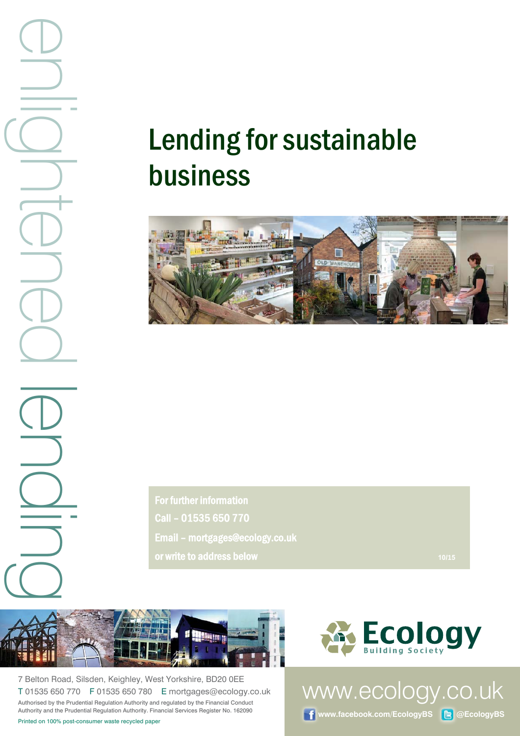enlightened lending

# Lending for sustainable business

**For further information**

**Call – 01535 650 770**

**Email – mortgages@ecology.co.uk**

**or write to address below**

10/15

Ecology Building Society

7 Belton Road, Silsden, Keighley, West Yorkshire, BD20 0EE

T 01535 650 770 F 01535 650 780 E mortgages@ecology.co.uk

Authorised by the Prudential Regulation Authority and regulated by the Financial Conduct Authority and the Prudential Regulation Authority. Financial Services Register No. 162090

Printed on 100% post-consumer waste recycled paper

www.ecology.co.uk

www.facebook.com/EcologyBS @EcologyBS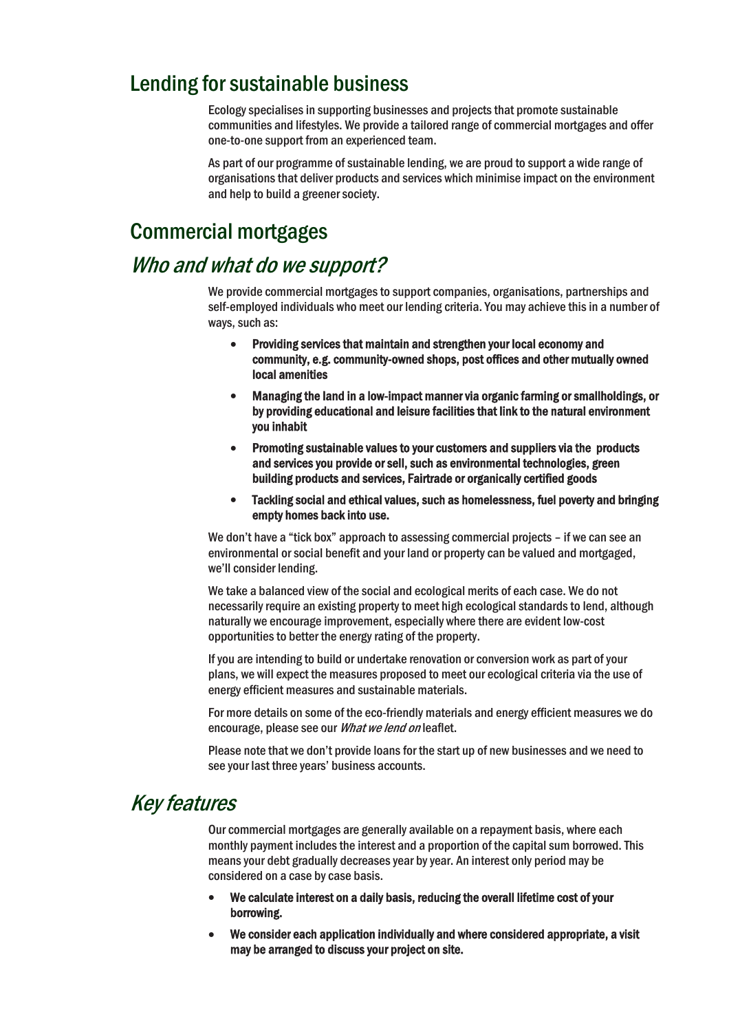## Lending for sustainable business

Ecology specialises in supporting businesses and projects that promote sustainable communities and lifestyles. We provide a tailored range of commercial mortgages and offer one-to-one support from an experienced team.

As part of our programme of sustainable lending, we are proud to support a wide range of organisations that deliver products and services which minimise impact on the environment and help to build a greener society.

## Commercial mortgages

### *Who and what do we support?*

We provide commercial mortgages to support companies, organisations, partnerships and self-employed individuals who meet our lending criteria. You may achieve this in a number of ways, such as:

- **Providing services that maintain and strengthen your local economy and community, e.g. community-owned shops, post offices and other mutually owned local amenities**
- **Managing the land in a low-impact manner via organic farming or smallholdings, or by providing educational and leisure facilities that link to the natural environment you inhabit**
- **Promoting sustainable values to your customers and suppliers via the products and services you provide or sell, such as environmental technologies, green building products and services, Fairtrade or organically certified goods**
- **Tackling social and ethical values, such as homelessness, fuel poverty and bringing empty homes back into use.**

We don't have a "tick box" approach to assessing commercial projects – if we can see an environmental or social benefit and your land or property can be valued and mortgaged, we'll consider lending.

We take a balanced view of the social and ecological merits of each case. We do not necessarily require an existing property to meet high ecological standards to lend, although naturally we encourage improvement, especially where there are evident low-cost opportunities to better the energy rating of the property.

If you are intending to build or undertake renovation or conversion work as part of your plans, we will expect the measures proposed to meet our ecological criteria via the use of energy efficient measures and sustainable materials.

For more details on some of the eco-friendly materials and energy efficient measures we do encourage, please see our *What we lend on* leaflet.

Please note that we don't provide loans for the start up of new businesses and we need to see your last three years' business accounts.

### *Key features*

Our commercial mortgages are generally available on a repayment basis, where each monthly payment includes the interest and a proportion of the capital sum borrowed. This means your debt gradually decreases year by year. An interest only period may be considered on a case by case basis.

- **We calculate interest on a daily basis, reducing the overall lifetime cost of your borrowing.**
- **We consider each application individually and where considered appropriate, a visit may be arranged to discuss your project on site.**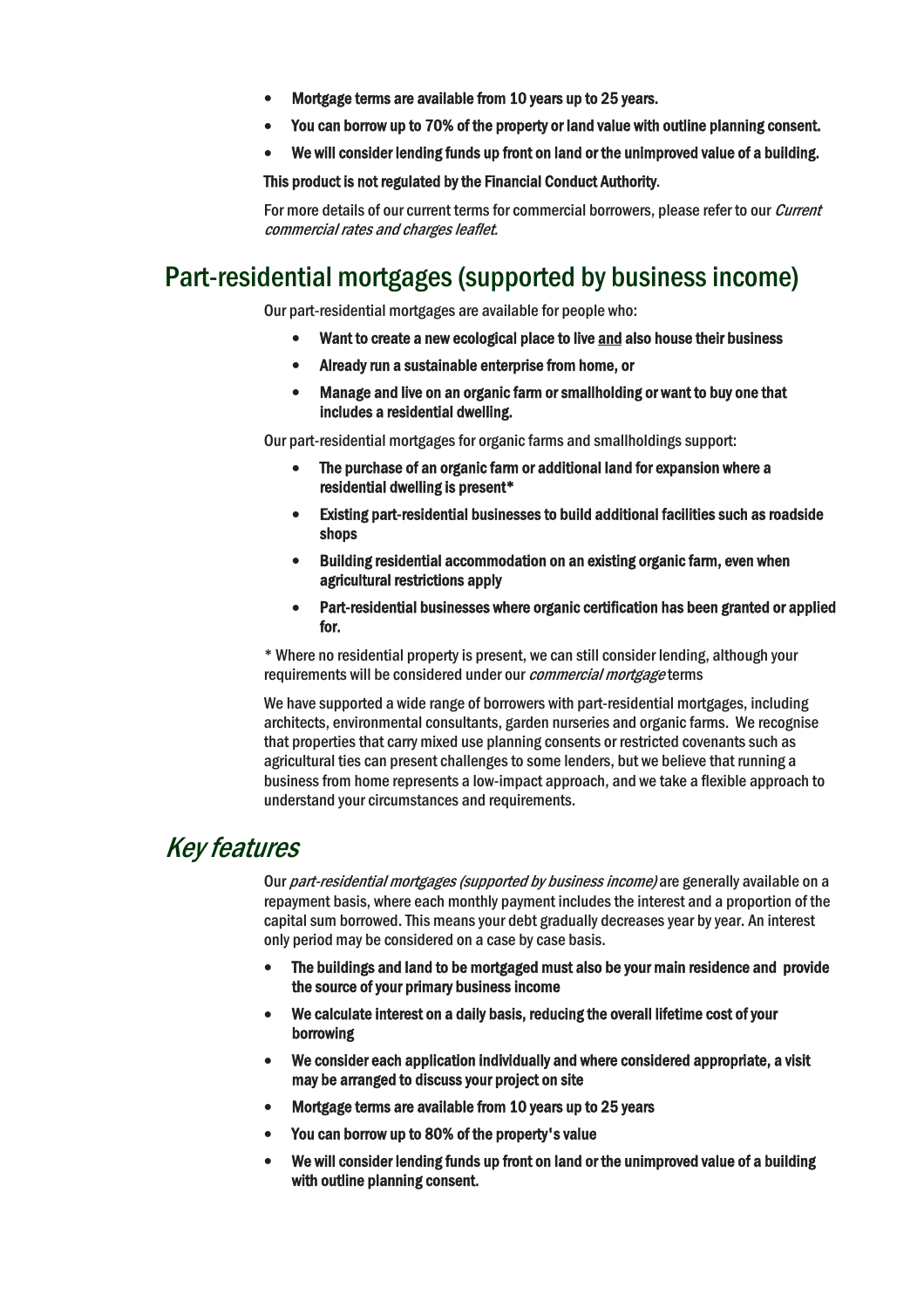- **Mortgage terms are available from 10 years up to 25 years.**
- **You can borrow up to 70% of the property or land value with outline planning consent.**
- **We will consider lending funds up front on land or the unimproved value of a building.**

**This product is not regulated by the Financial Conduct Authority**.

For more details of our current terms for commercial borrowers, please refer to our *Current commercial rates and charges leaflet.*

## Part-residential mortgages (supported by business income)

Our part-residential mortgages are available for people who:

- **Want to create a new ecological place to live <u>and</u> also house their business**
- **Already run a sustainable enterprise from home, or**
- **Manage and live on an organic farm or smallholding or want to buy one that includes a residential dwelling.**

Our part-residential mortgages for organic farms and smallholdings support:

- **The purchase of an organic farm or additional land for expansion where a residential dwelling is present***
- **Existing part-residential businesses to build additional facilities such as roadside shops**
- **Building residential accommodation on an existing organic farm, even when agricultural restrictions apply**
- **Part-residential businesses where organic certification has been granted or applied for.**

\* Where no residential property is present, we can still consider lending, although your requirements will be considered under our *commercial mortgage* terms

We have supported a wide range of borrowers with part-residential mortgages, including architects, environmental consultants, garden nurseries and organic farms. We recognise that properties that carry mixed use planning consents or restricted covenants such as agricultural ties can present challenges to some lenders, but we believe that running a business from home represents a low-impact approach, and we take a flexible approach to understand your circumstances and requirements.

## *Key features*

Our *part-residential mortgages (supported by business income)* are generally available on a repayment basis, where each monthly payment includes the interest and a proportion of the capital sum borrowed. This means your debt gradually decreases year by year. An interest only period may be considered on a case by case basis.

- **The buildings and land to be mortgaged must also be your main residence and provide the source of your primary business income**
- **We calculate interest on a daily basis, reducing the overall lifetime cost of your borrowing**
- **We consider each application individually and where considered appropriate, a visit may be arranged to discuss your project on site**
- **Mortgage terms are available from 10 years up to 25 years**
- **You can borrow up to 80% of the property's value**
- **We will consider lending funds up front on land or the unimproved value of a building with outline planning consent.**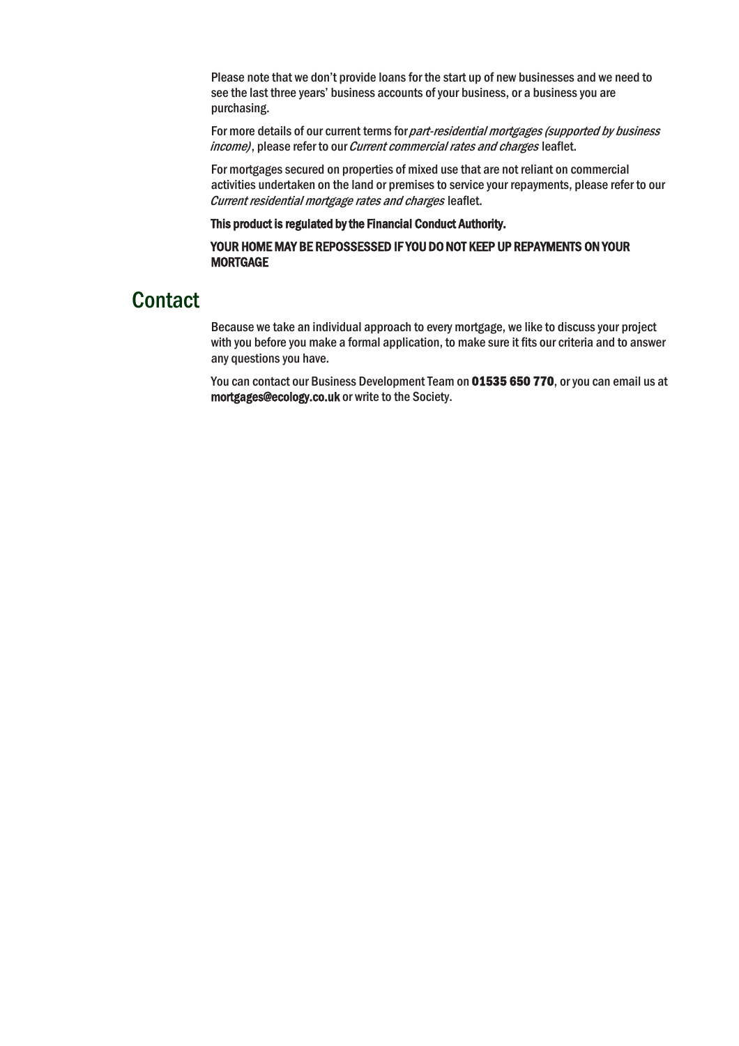Please note that we don't provide loans for the start up of new businesses and we need to see the last three years' business accounts of your business, or a business you are purchasing.

For more details of our current terms for *part-residential mortgages (supported by business income)*, please refer to our *Current commercial rates and charges* leaflet.

For mortgages secured on properties of mixed use that are not reliant on commercial activities undertaken on the land or premises to service your repayments, please refer to our *Current residential mortgage rates and charges* leaflet.

**This product is regulated by the Financial Conduct Authority.**

**YOUR HOME MAY BE REPOSSESSED IF YOU DO NOT KEEP UP REPAYMENTS ON YOUR MORTGAGE**

## Contact

Because we take an individual approach to every mortgage, we like to discuss your project with you before you make a formal application, to make sure it fits our criteria and to answer any questions you have.

You can contact our Business Development Team on **01535 650 770**, or you can email us at **mortgages@ecology.co.uk** or write to the Society.